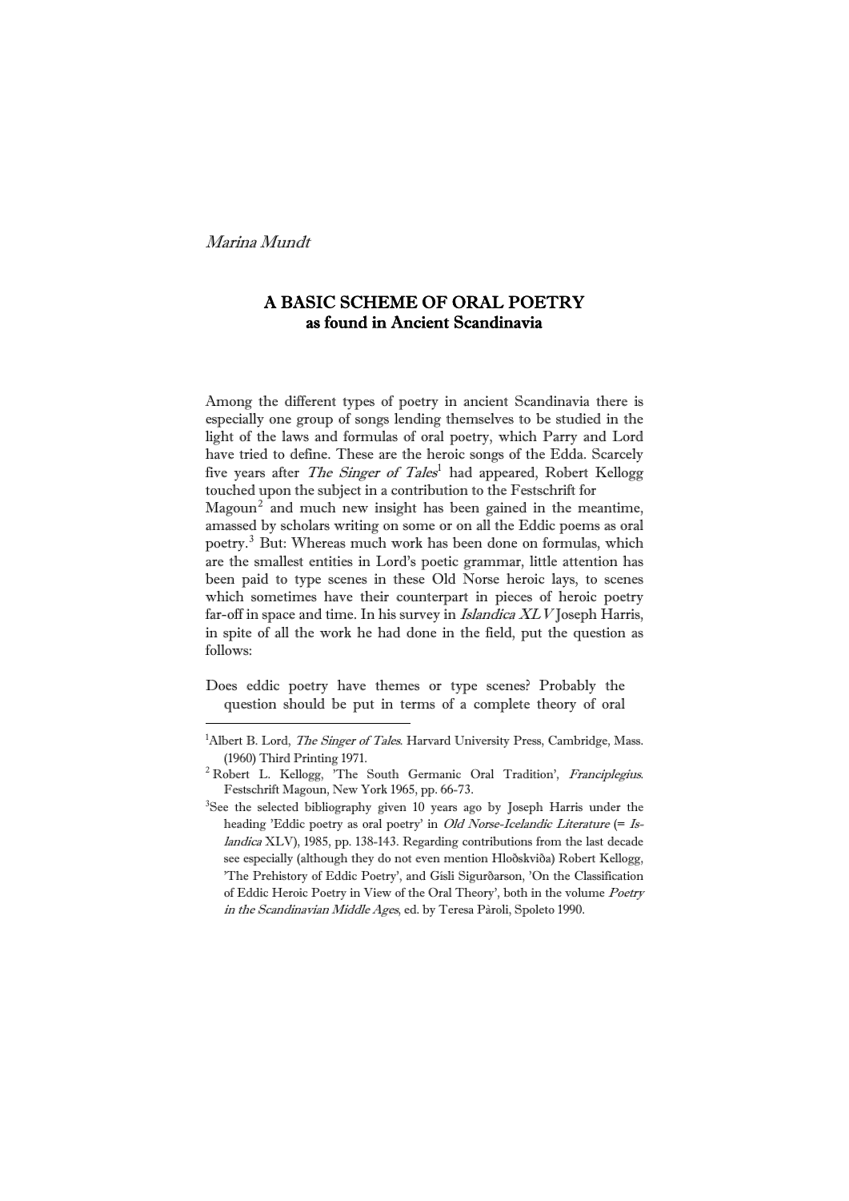*Marina Mundt*

# A BASIC SCHEME OF ORAL POETRY
## as found in Ancient Scandinavia

Among the different types of poetry in ancient Scandinavia there is especially one group of songs lending themselves to be studied in the light of the laws and formulas of oral poetry, which Parry and Lord have tried to define. These are the heroic songs of the Edda. Scarcely five years after *The Singer of Tales*[1] had appeared, Robert Kellogg touched upon the subject in a contribution to the Festschrift for Magoun[2] and much new insight has been gained in the meantime, amassed by scholars writing on some or on all the Eddic poems as oral poetry.[3] But: Whereas much work has been done on formulas, which are the smallest entities in Lord's poetic grammar, little attention has been paid to type scenes in these Old Norse heroic lays, to scenes which sometimes have their counterpart in pieces of heroic poetry far-off in space and time. In his survey in *Islandica XLV* Joseph Harris, in spite of all the work he had done in the field, put the question as follows:

> Does eddic poetry have themes or type scenes? Probably the question should be put in terms of a complete theory of oral

---

[1] Albert B. Lord, *The Singer of Tales*. Harvard University Press, Cambridge, Mass. (1960) Third Printing 1971.

[2] Robert L. Kellogg, 'The South Germanic Oral Tradition', *Franciplegius*. Festschrift Magoun, New York 1965, pp. 66-73.

[3] See the selected bibliography given 10 years ago by Joseph Harris under the heading 'Eddic poetry as oral poetry' in *Old Norse-Icelandic Literature* (= *Islandica* XLV), 1985, pp. 138-143. Regarding contributions from the last decade see especially (although they do not even mention Hloðskviða) Robert Kellogg, 'The Prehistory of Eddic Poetry', and Gísli Sigurðarson, 'On the Classification of Eddic Heroic Poetry in View of the Oral Theory', both in the volume *Poetry in the Scandinavian Middle Ages*, ed. by Teresa Pàroli, Spoleto 1990.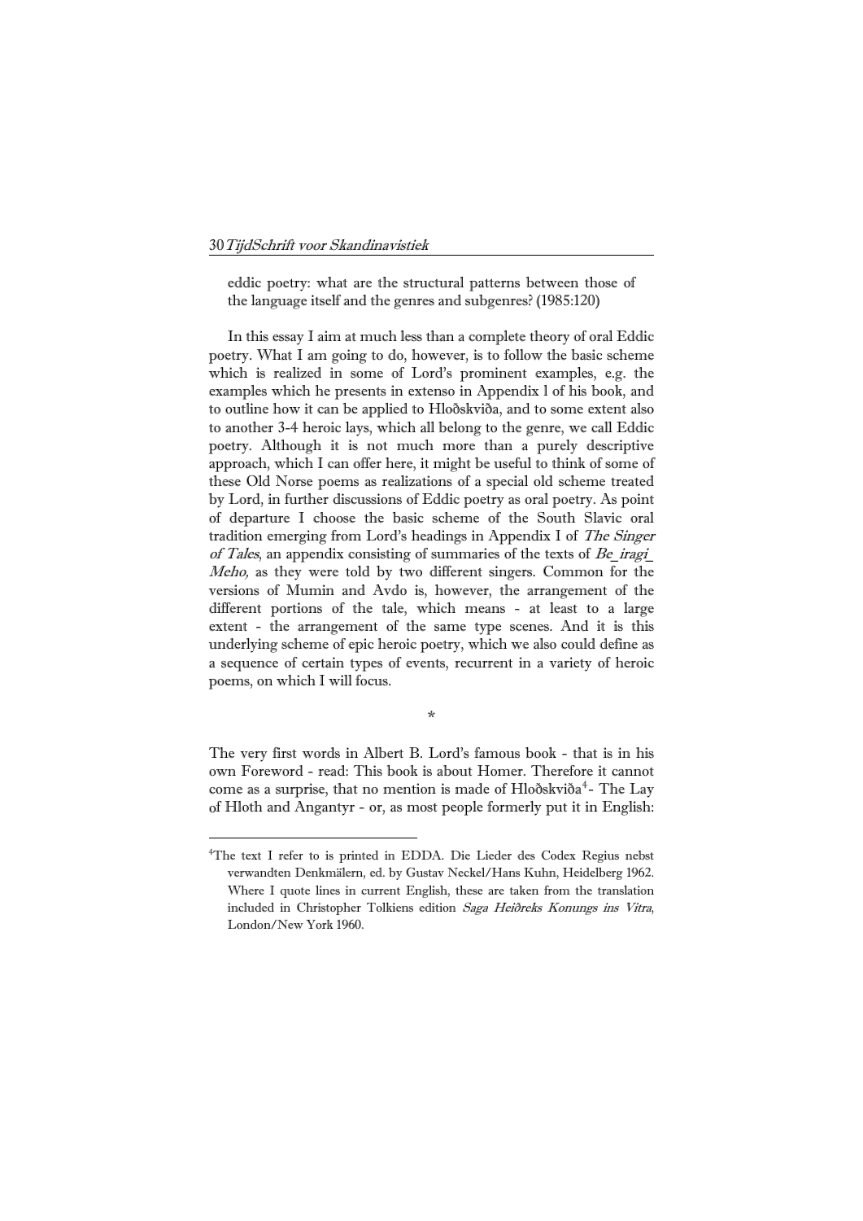eddic poetry: what are the structural patterns between those of the language itself and the genres and subgenres? (1985:120)

In this essay I aim at much less than a complete theory of oral Eddic poetry. What I am going to do, however, is to follow the basic scheme which is realized in some of Lord's prominent examples, e.g. the examples which he presents in extenso in Appendix l of his book, and to outline how it can be applied to Hloðskviða, and to some extent also to another 3-4 heroic lays, which all belong to the genre, we call Eddic poetry. Although it is not much more than a purely descriptive approach, which I can offer here, it might be useful to think of some of these Old Norse poems as realizations of a special old scheme treated by Lord, in further discussions of Eddic poetry as oral poetry. As point of departure I choose the basic scheme of the South Slavic oral tradition emerging from Lord's headings in Appendix I of *The Singer of Tales*, an appendix consisting of summaries of the texts of *Be_iragi_ Meho,* as they were told by two different singers. Common for the versions of Mumin and Avdo is, however, the arrangement of the different portions of the tale, which means - at least to a large extent - the arrangement of the same type scenes. And it is this underlying scheme of epic heroic poetry, which we also could define as a sequence of certain types of events, recurrent in a variety of heroic poems, on which I will focus.

*

The very first words in Albert B. Lord's famous book - that is in his own Foreword - read: This book is about Homer. Therefore it cannot come as a surprise, that no mention is made of Hloðskviða[4] - The Lay of Hloth and Angantyr - or, as most people formerly put it in English:

---

[4]The text I refer to is printed in EDDA. Die Lieder des Codex Regius nebst verwandten Denkmälern, ed. by Gustav Neckel/Hans Kuhn, Heidelberg 1962. Where I quote lines in current English, these are taken from the translation included in Christopher Tolkiens edition *Saga Heiðreks Konungs ins Vitra*, London/New York 1960.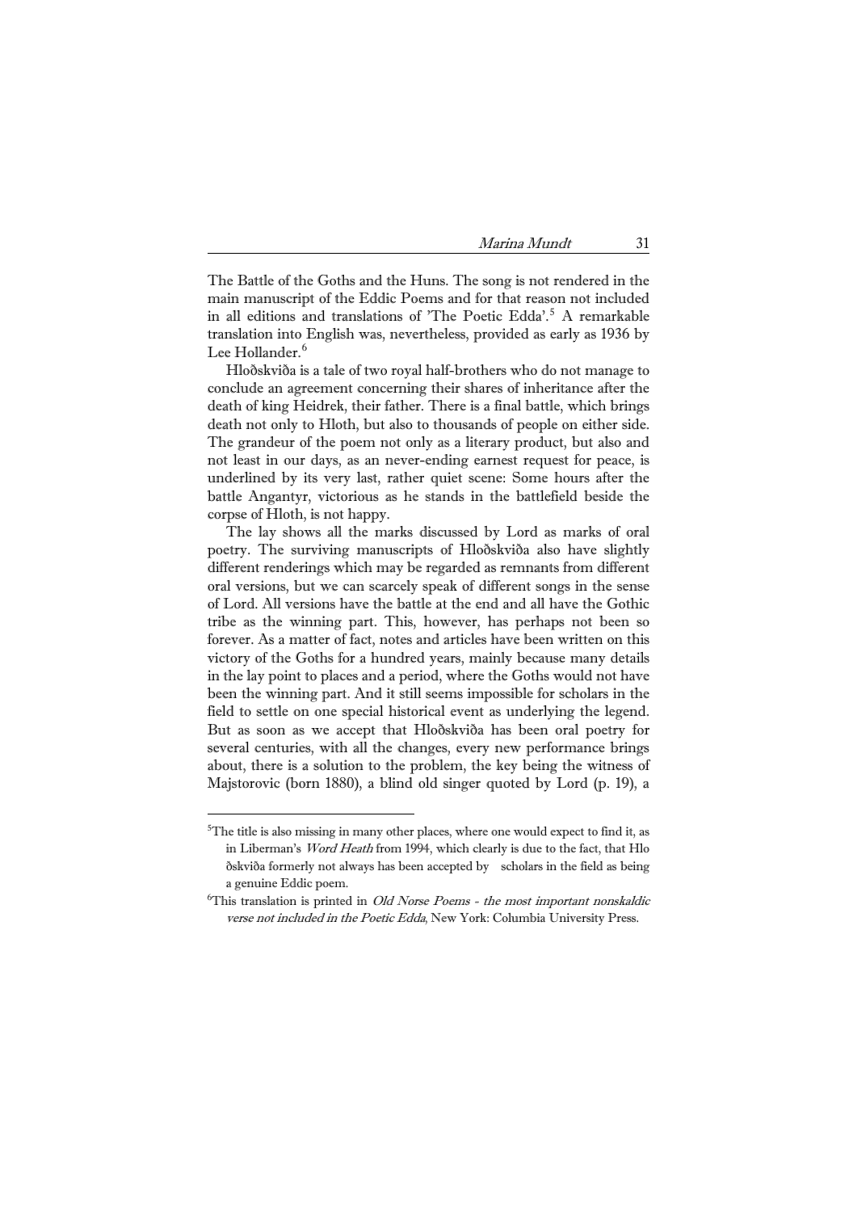The Battle of the Goths and the Huns. The song is not rendered in the main manuscript of the Eddic Poems and for that reason not included in all editions and translations of 'The Poetic Edda'.[5] A remarkable translation into English was, nevertheless, provided as early as 1936 by Lee Hollander.[6]

Hloðskviða is a tale of two royal half-brothers who do not manage to conclude an agreement concerning their shares of inheritance after the death of king Heidrek, their father. There is a final battle, which brings death not only to Hloth, but also to thousands of people on either side. The grandeur of the poem not only as a literary product, but also and not least in our days, as an never-ending earnest request for peace, is underlined by its very last, rather quiet scene: Some hours after the battle Angantyr, victorious as he stands in the battlefield beside the corpse of Hloth, is not happy.

The lay shows all the marks discussed by Lord as marks of oral poetry. The surviving manuscripts of Hloðskviða also have slightly different renderings which may be regarded as remnants from different oral versions, but we can scarcely speak of different songs in the sense of Lord. All versions have the battle at the end and all have the Gothic tribe as the winning part. This, however, has perhaps not been so forever. As a matter of fact, notes and articles have been written on this victory of the Goths for a hundred years, mainly because many details in the lay point to places and a period, where the Goths would not have been the winning part. And it still seems impossible for scholars in the field to settle on one special historical event as underlying the legend. But as soon as we accept that Hloðskviða has been oral poetry for several centuries, with all the changes, every new performance brings about, there is a solution to the problem, the key being the witness of Majstorovic (born 1880), a blind old singer quoted by Lord (p. 19), a

---

[5] The title is also missing in many other places, where one would expect to find it, as in Liberman's *Word Heath* from 1994, which clearly is due to the fact, that Hlo ðskviða formerly not always has been accepted by scholars in the field as being a genuine Eddic poem.

[6] This translation is printed in *Old Norse Poems - the most important nonskaldic verse not included in the Poetic Edda*, New York: Columbia University Press.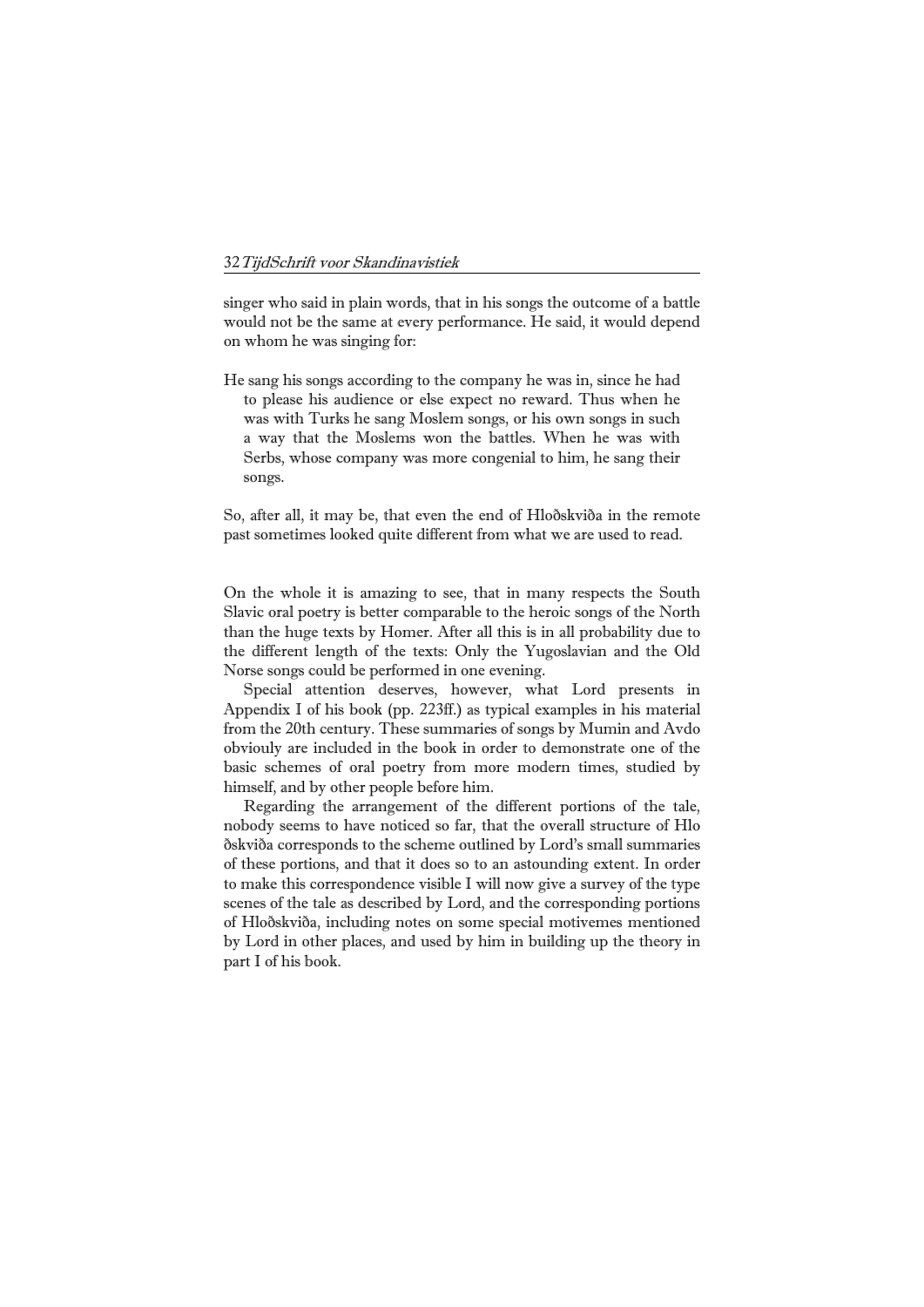singer who said in plain words, that in his songs the outcome of a battle would not be the same at every performance. He said, it would depend on whom he was singing for:

> He sang his songs according to the company he was in, since he had to please his audience or else expect no reward. Thus when he was with Turks he sang Moslem songs, or his own songs in such a way that the Moslems won the battles. When he was with Serbs, whose company was more congenial to him, he sang their songs.

So, after all, it may be, that even the end of Hloðskviða in the remote past sometimes looked quite different from what we are used to read.

On the whole it is amazing to see, that in many respects the South Slavic oral poetry is better comparable to the heroic songs of the North than the huge texts by Homer. After all this is in all probability due to the different length of the texts: Only the Yugoslavian and the Old Norse songs could be performed in one evening.

Special attention deserves, however, what Lord presents in Appendix I of his book (pp. 223ff.) as typical examples in his material from the 20th century. These summaries of songs by Mumin and Avdo obviouly are included in the book in order to demonstrate one of the basic schemes of oral poetry from more modern times, studied by himself, and by other people before him.

Regarding the arrangement of the different portions of the tale, nobody seems to have noticed so far, that the overall structure of Hlo ðskviða corresponds to the scheme outlined by Lord's small summaries of these portions, and that it does so to an astounding extent. In order to make this correspondence visible I will now give a survey of the type scenes of the tale as described by Lord, and the corresponding portions of Hloðskviða, including notes on some special motivemes mentioned by Lord in other places, and used by him in building up the theory in part I of his book.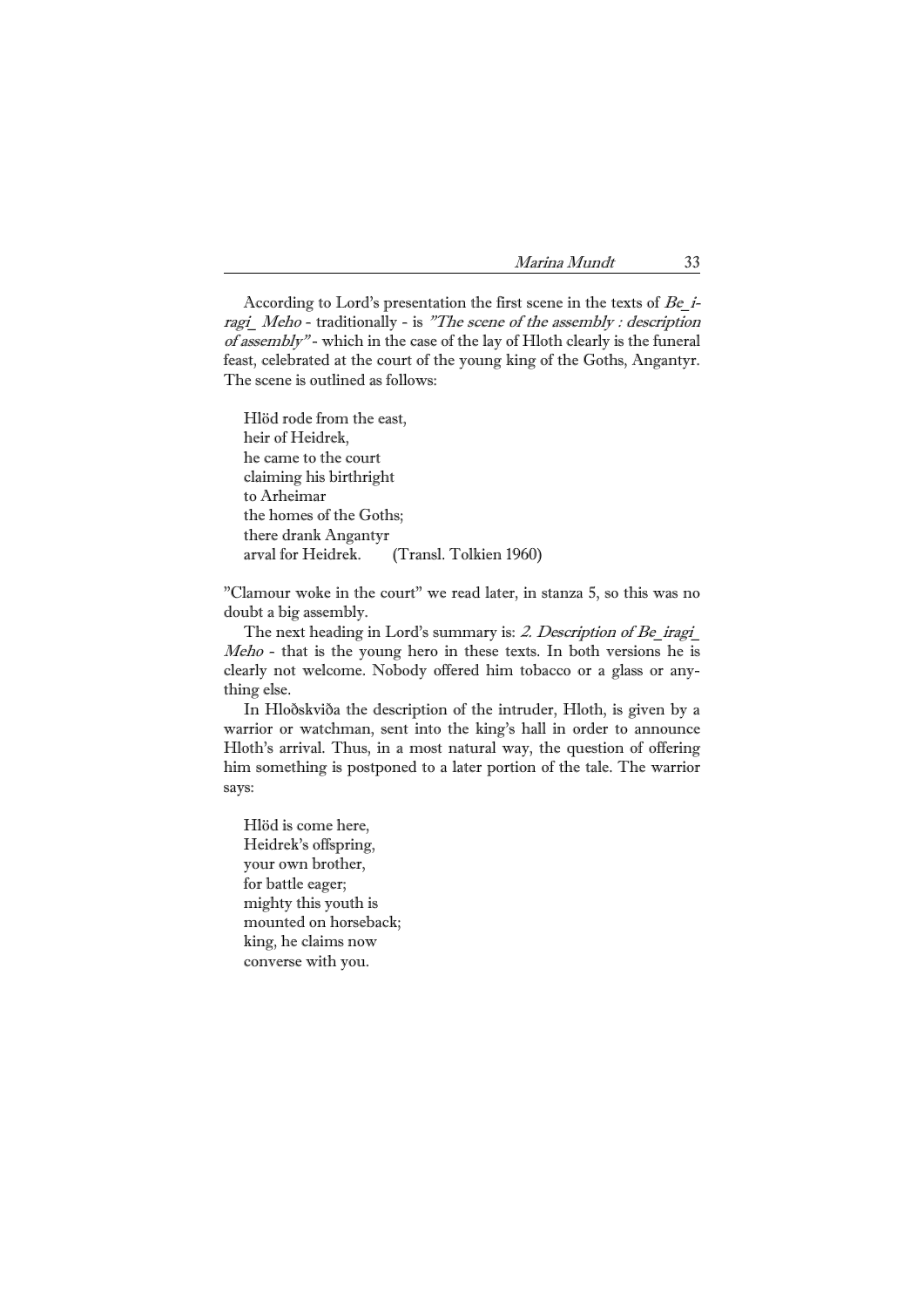According to Lord's presentation the first scene in the texts of *Be_i-ragi_ Meho* - traditionally - is *"The scene of the assembly : description of assembly"* - which in the case of the lay of Hloth clearly is the funeral feast, celebrated at the court of the young king of the Goths, Angantyr. The scene is outlined as follows:

> Hlöd rode from the east,  
> heir of Heidrek,  
> he came to the court  
> claiming his birthright  
> to Arheimar  
> the homes of the Goths;  
> there drank Angantyr  
> arval for Heidrek. (Transl. Tolkien 1960)

"Clamour woke in the court" we read later, in stanza 5, so this was no doubt a big assembly.

The next heading in Lord's summary is: *2. Description of Be_iragi_ Meho* - that is the young hero in these texts. In both versions he is clearly not welcome. Nobody offered him tobacco or a glass or anything else.

In Hloðskviða the description of the intruder, Hloth, is given by a warrior or watchman, sent into the king's hall in order to announce Hloth's arrival. Thus, in a most natural way, the question of offering him something is postponed to a later portion of the tale. The warrior says:

> Hlöd is come here,  
> Heidrek's offspring,  
> your own brother,  
> for battle eager;  
> mighty this youth is  
> mounted on horseback;  
> king, he claims now  
> converse with you.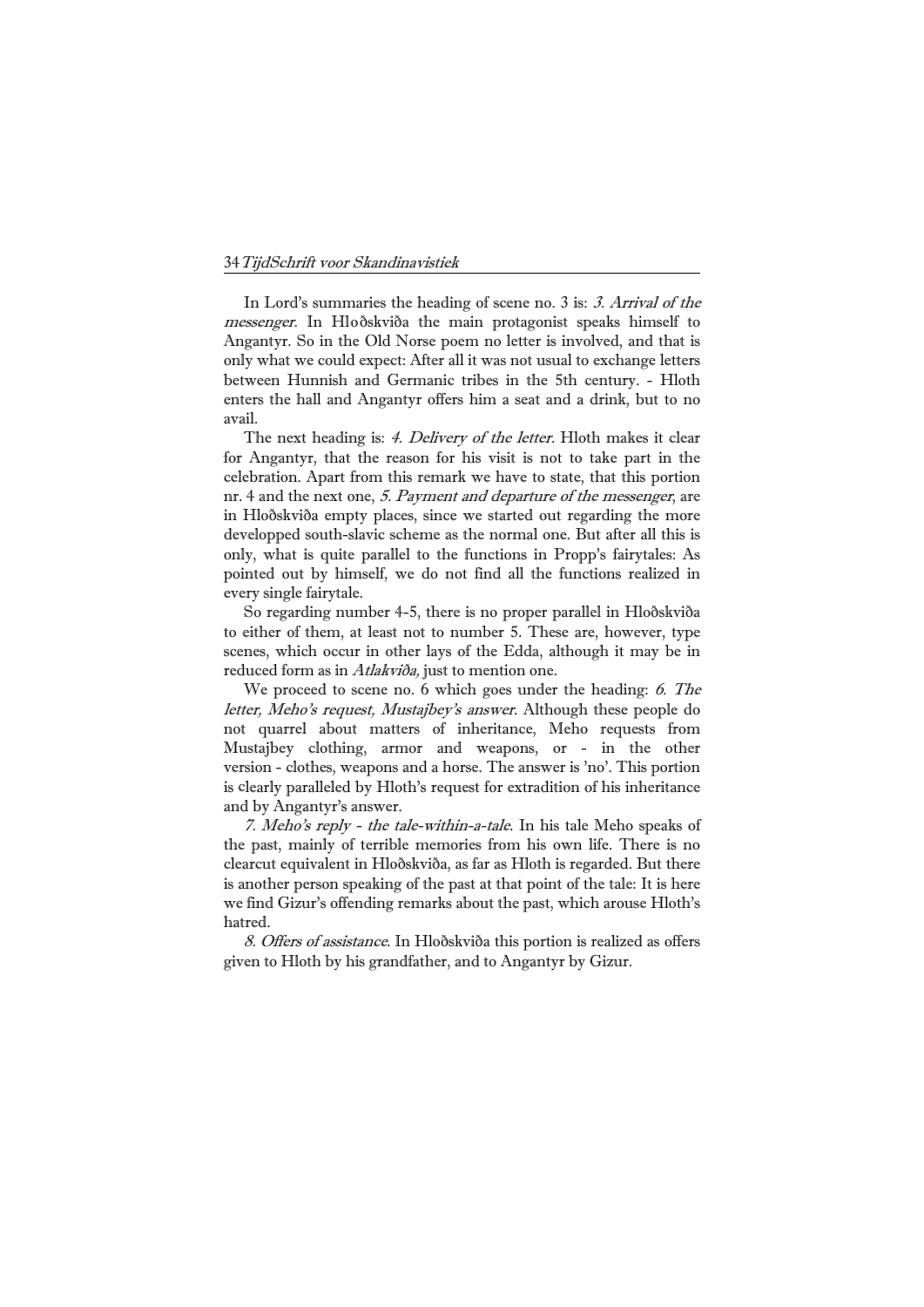In Lord's summaries the heading of scene no. 3 is: *3. Arrival of the messenger*. In Hloðskviða the main protagonist speaks himself to Angantyr. So in the Old Norse poem no letter is involved, and that is only what we could expect: After all it was not usual to exchange letters between Hunnish and Germanic tribes in the 5th century. - Hloth enters the hall and Angantyr offers him a seat and a drink, but to no avail.

The next heading is: *4. Delivery of the letter*. Hloth makes it clear for Angantyr, that the reason for his visit is not to take part in the celebration. Apart from this remark we have to state, that this portion nr. 4 and the next one, *5. Payment and departure of the messenger*, are in Hloðskviða empty places, since we started out regarding the more developped south-slavic scheme as the normal one. But after all this is only, what is quite parallel to the functions in Propp's fairytales: As pointed out by himself, we do not find all the functions realized in every single fairytale.

So regarding number 4-5, there is no proper parallel in Hloðskviða to either of them, at least not to number 5. These are, however, type scenes, which occur in other lays of the Edda, although it may be in reduced form as in *Atlakviða,* just to mention one.

We proceed to scene no. 6 which goes under the heading: *6. The letter, Meho's request, Mustajbey's answer*. Although these people do not quarrel about matters of inheritance, Meho requests from Mustajbey clothing, armor and weapons, or - in the other version - clothes, weapons and a horse. The answer is 'no'. This portion is clearly paralleled by Hloth's request for extradition of his inheritance and by Angantyr's answer.

*7. Meho's reply - the tale-within-a-tale*. In his tale Meho speaks of the past, mainly of terrible memories from his own life. There is no clearcut equivalent in Hloðskviða, as far as Hloth is regarded. But there is another person speaking of the past at that point of the tale: It is here we find Gizur's offending remarks about the past, which arouse Hloth's hatred.

*8. Offers of assistance*. In Hloðskviða this portion is realized as offers given to Hloth by his grandfather, and to Angantyr by Gizur.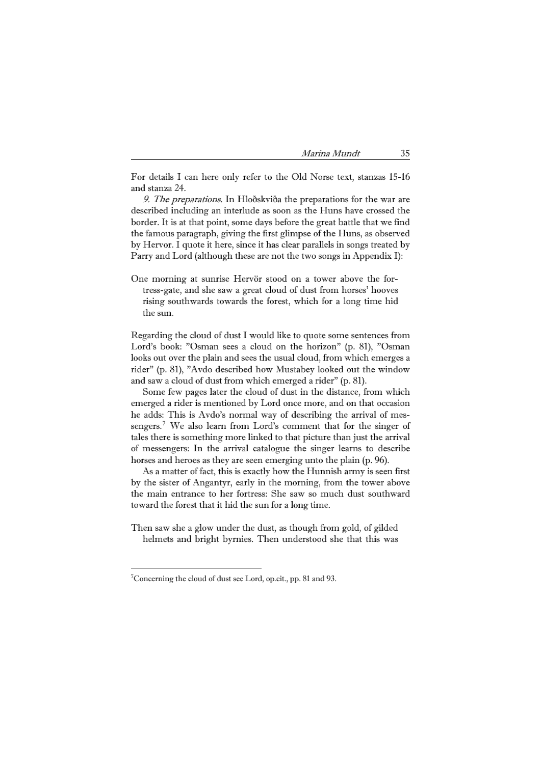For details I can here only refer to the Old Norse text, stanzas 15-16 and stanza 24.

*9. The preparations*. In Hloðskviða the preparations for the war are described including an interlude as soon as the Huns have crossed the border. It is at that point, some days before the great battle that we find the famous paragraph, giving the first glimpse of the Huns, as observed by Hervor. I quote it here, since it has clear parallels in songs treated by Parry and Lord (although these are not the two songs in Appendix I):

> One morning at sunrise Hervör stood on a tower above the fortress-gate, and she saw a great cloud of dust from horses' hooves rising southwards towards the forest, which for a long time hid the sun.

Regarding the cloud of dust I would like to quote some sentences from Lord's book: "Osman sees a cloud on the horizon" (p. 81), "Osman looks out over the plain and sees the usual cloud, from which emerges a rider" (p. 81), "Avdo described how Mustabey looked out the window and saw a cloud of dust from which emerged a rider" (p. 81).

Some few pages later the cloud of dust in the distance, from which emerged a rider is mentioned by Lord once more, and on that occasion he adds: This is Avdo's normal way of describing the arrival of messengers.[7] We also learn from Lord's comment that for the singer of tales there is something more linked to that picture than just the arrival of messengers: In the arrival catalogue the singer learns to describe horses and heroes as they are seen emerging unto the plain (p. 96).

As a matter of fact, this is exactly how the Hunnish army is seen first by the sister of Angantyr, early in the morning, from the tower above the main entrance to her fortress: She saw so much dust southward toward the forest that it hid the sun for a long time.

> Then saw she a glow under the dust, as though from gold, of gilded helmets and bright byrnies. Then understood she that this was

---

[7] Concerning the cloud of dust see Lord, op.cit., pp. 81 and 93.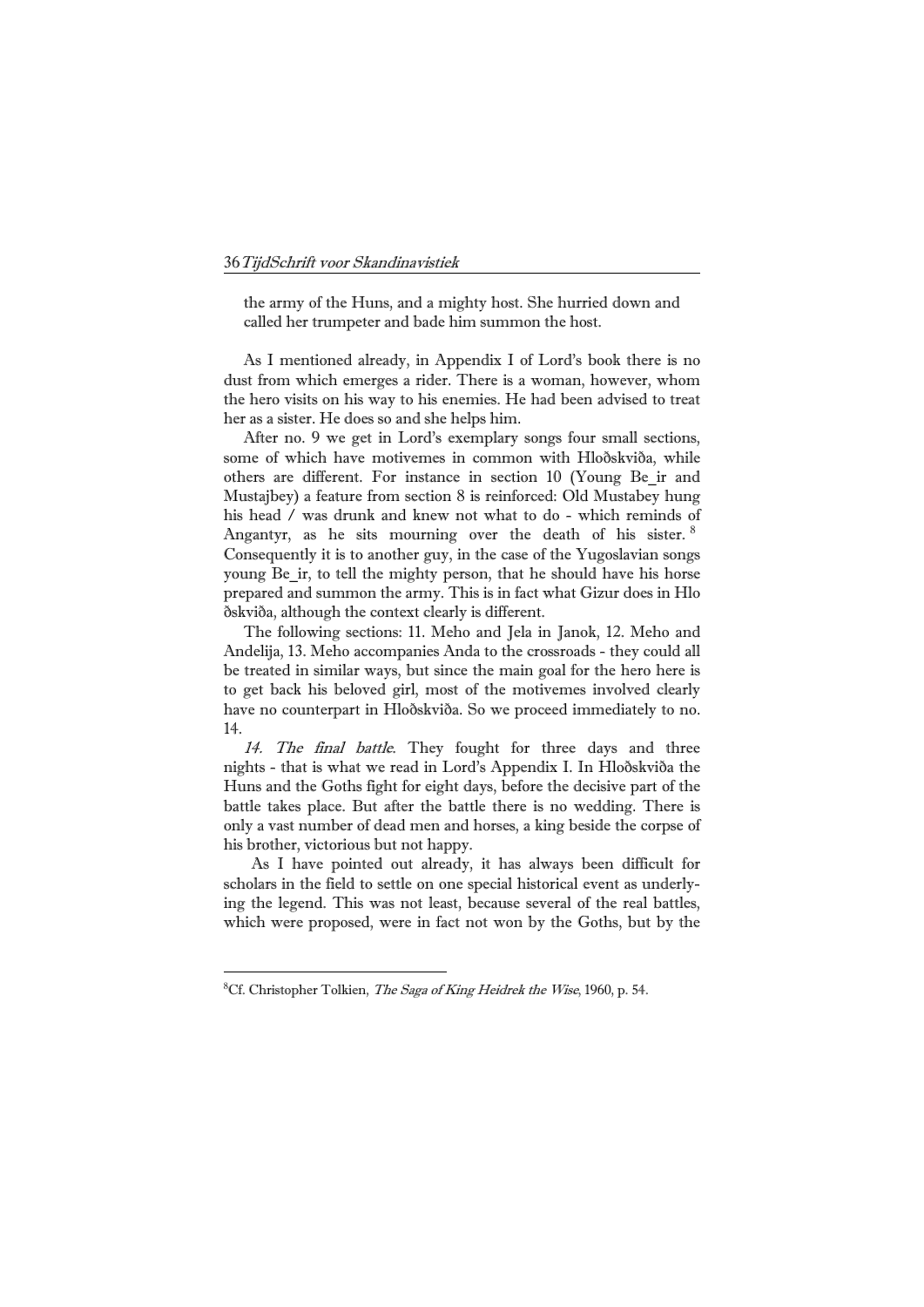the army of the Huns, and a mighty host. She hurried down and called her trumpeter and bade him summon the host.

As I mentioned already, in Appendix I of Lord's book there is no dust from which emerges a rider. There is a woman, however, whom the hero visits on his way to his enemies. He had been advised to treat her as a sister. He does so and she helps him.

After no. 9 we get in Lord's exemplary songs four small sections, some of which have motivemes in common with Hloðskviða, while others are different. For instance in section 10 (Young Be_ir and Mustajbey) a feature from section 8 is reinforced: Old Mustabey hung his head / was drunk and knew not what to do - which reminds of Angantyr, as he sits mourning over the death of his sister. [8] Consequently it is to another guy, in the case of the Yugoslavian songs young Be_ir, to tell the mighty person, that he should have his horse prepared and summon the army. This is in fact what Gizur does in Hloðskviða, although the context clearly is different.

The following sections: 11. Meho and Jela in Janok, 12. Meho and Andelija, 13. Meho accompanies Anda to the crossroads - they could all be treated in similar ways, but since the main goal for the hero here is to get back his beloved girl, most of the motivemes involved clearly have no counterpart in Hloðskviða. So we proceed immediately to no. 14.

*14. The final battle*. They fought for three days and three nights - that is what we read in Lord's Appendix I. In Hloðskviða the Huns and the Goths fight for eight days, before the decisive part of the battle takes place. But after the battle there is no wedding. There is only a vast number of dead men and horses, a king beside the corpse of his brother, victorious but not happy.

As I have pointed out already, it has always been difficult for scholars in the field to settle on one special historical event as underlying the legend. This was not least, because several of the real battles, which were proposed, were in fact not won by the Goths, but by the

---

[8] Cf. Christopher Tolkien, *The Saga of King Heidrek the Wise*, 1960, p. 54.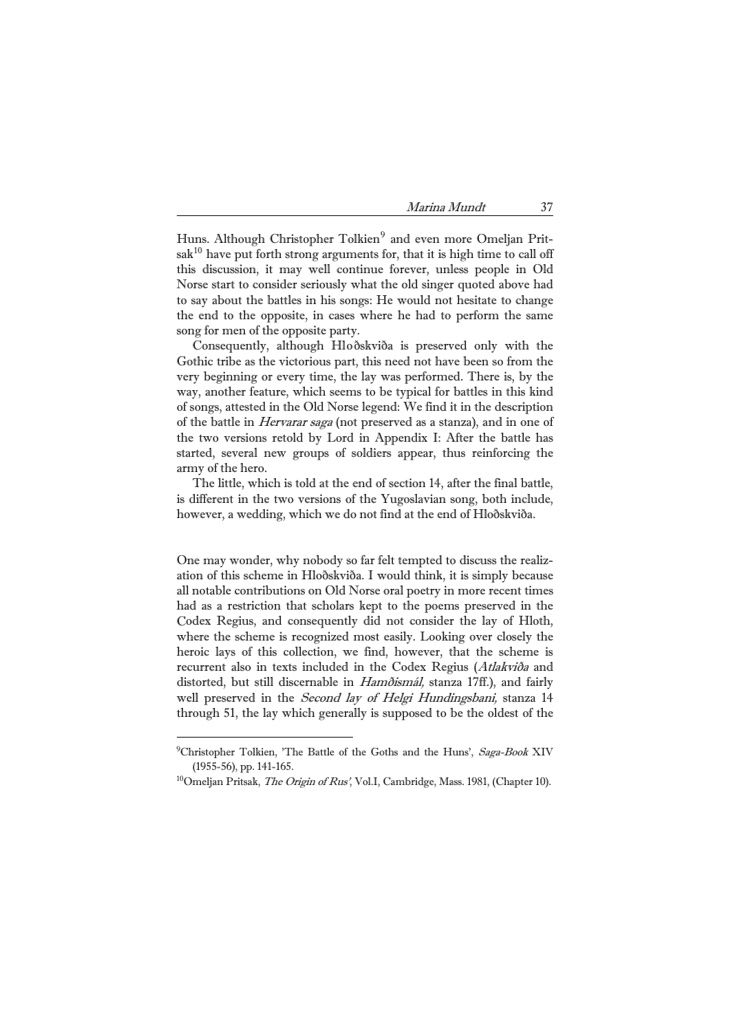Huns. Although Christopher Tolkien[9] and even more Omeljan Pritsak[10] have put forth strong arguments for, that it is high time to call off this discussion, it may well continue forever, unless people in Old Norse start to consider seriously what the old singer quoted above had to say about the battles in his songs: He would not hesitate to change the end to the opposite, in cases where he had to perform the same song for men of the opposite party.

Consequently, although Hloðskviða is preserved only with the Gothic tribe as the victorious part, this need not have been so from the very beginning or every time, the lay was performed. There is, by the way, another feature, which seems to be typical for battles in this kind of songs, attested in the Old Norse legend: We find it in the description of the battle in *Hervarar saga* (not preserved as a stanza), and in one of the two versions retold by Lord in Appendix I: After the battle has started, several new groups of soldiers appear, thus reinforcing the army of the hero.

The little, which is told at the end of section 14, after the final battle, is different in the two versions of the Yugoslavian song, both include, however, a wedding, which we do not find at the end of Hloðskviða.

One may wonder, why nobody so far felt tempted to discuss the realization of this scheme in Hloðskviða. I would think, it is simply because all notable contributions on Old Norse oral poetry in more recent times had as a restriction that scholars kept to the poems preserved in the Codex Regius, and consequently did not consider the lay of Hloth, where the scheme is recognized most easily. Looking over closely the heroic lays of this collection, we find, however, that the scheme is recurrent also in texts included in the Codex Regius (*Atlakviða* and distorted, but still discernable in *Hamðismál,* stanza 17ff.), and fairly well preserved in the *Second lay of Helgi Hundingsbani,* stanza 14 through 51, the lay which generally is supposed to be the oldest of the

---

[9] Christopher Tolkien, 'The Battle of the Goths and the Huns', *Saga-Book* XIV (1955-56), pp. 141-165.

[10] Omeljan Pritsak, *The Origin of Rus'*, Vol.I, Cambridge, Mass. 1981, (Chapter 10).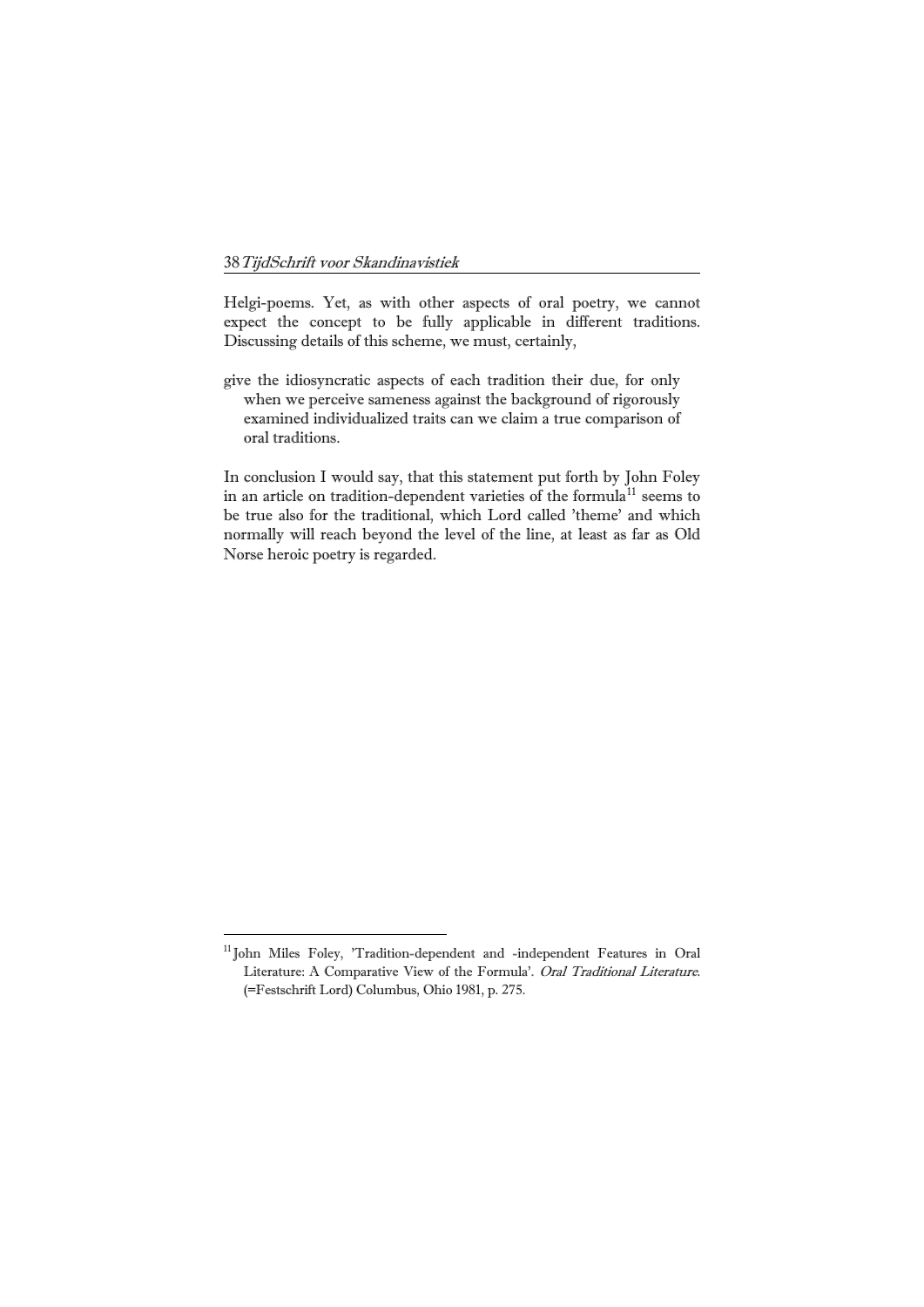Helgi-poems. Yet, as with other aspects of oral poetry, we cannot expect the concept to be fully applicable in different traditions. Discussing details of this scheme, we must, certainly,

> give the idiosyncratic aspects of each tradition their due, for only when we perceive sameness against the background of rigorously examined individualized traits can we claim a true comparison of oral traditions.

In conclusion I would say, that this statement put forth by John Foley in an article on tradition-dependent varieties of the formula[11] seems to be true also for the traditional, which Lord called 'theme' and which normally will reach beyond the level of the line, at least as far as Old Norse heroic poetry is regarded.

---

[11] John Miles Foley, 'Tradition-dependent and -independent Features in Oral Literature: A Comparative View of the Formula'. *Oral Traditional Literature*. (=Festschrift Lord) Columbus, Ohio 1981, p. 275.